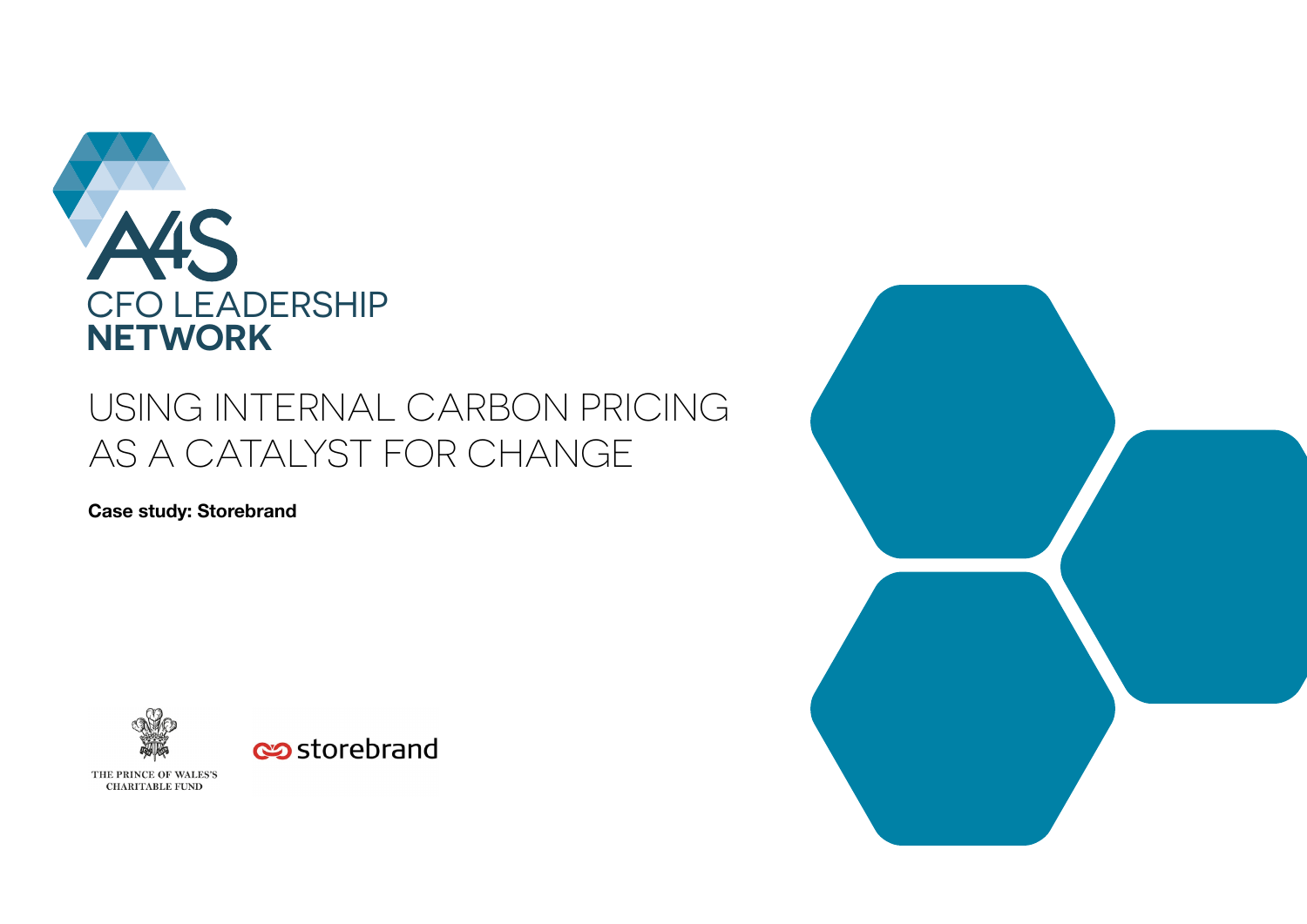A4S

CFO LEADERSHIP
**NETWORK**

# USING INTERNAL CARBON PRICING AS A CATALYST FOR CHANGE

**Case study: Storebrand**

THE PRINCE OF WALES'S CHARITABLE FUND

storebrand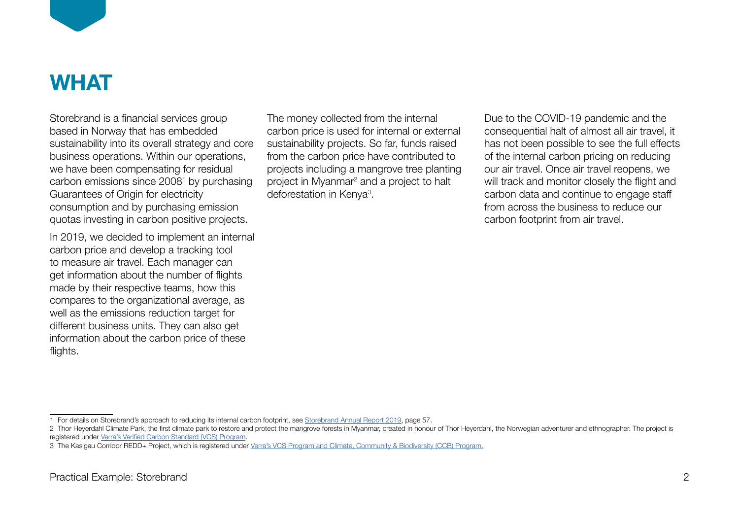# WHAT

Storebrand is a financial services group based in Norway that has embedded sustainability into its overall strategy and core business operations. Within our operations, we have been compensating for residual carbon emissions since 2008[1] by purchasing Guarantees of Origin for electricity consumption and by purchasing emission quotas investing in carbon positive projects.

In 2019, we decided to implement an internal carbon price and develop a tracking tool to measure air travel. Each manager can get information about the number of flights made by their respective teams, how this compares to the organizational average, as well as the emissions reduction target for different business units. They can also get information about the carbon price of these flights.

The money collected from the internal carbon price is used for internal or external sustainability projects. So far, funds raised from the carbon price have contributed to projects including a mangrove tree planting project in Myanmar[2] and a project to halt deforestation in Kenya[3].

Due to the COVID-19 pandemic and the consequential halt of almost all air travel, it has not been possible to see the full effects of the internal carbon pricing on reducing our air travel. Once air travel reopens, we will track and monitor closely the flight and carbon data and continue to engage staff from across the business to reduce our carbon footprint from air travel.

---

1 For details on Storebrand's approach to reducing its internal carbon footprint, see Storebrand Annual Report 2019, page 57.

2 Thor Heyerdahl Climate Park, the first climate park to restore and protect the mangrove forests in Myanmar, created in honour of Thor Heyerdahl, the Norwegian adventurer and ethnographer. The project is registered under Verra's Verified Carbon Standard (VCS) Program.

3 The Kasigau Corridor REDD+ Project, which is registered under Verra's VCS Program and Climate, Community & Biodiversity (CCB) Program.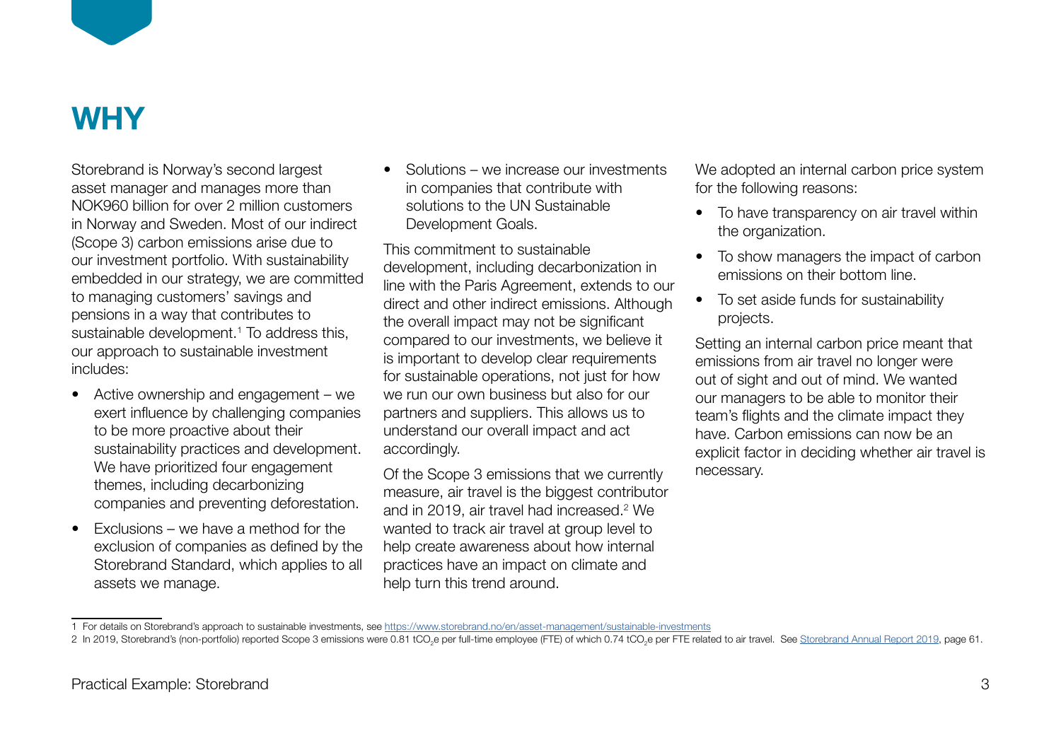# WHY

Storebrand is Norway's second largest asset manager and manages more than NOK960 billion for over 2 million customers in Norway and Sweden. Most of our indirect (Scope 3) carbon emissions arise due to our investment portfolio. With sustainability embedded in our strategy, we are committed to managing customers' savings and pensions in a way that contributes to sustainable development.[1] To address this, our approach to sustainable investment includes:

- Active ownership and engagement – we exert influence by challenging companies to be more proactive about their sustainability practices and development. We have prioritized four engagement themes, including decarbonizing companies and preventing deforestation.
- Exclusions – we have a method for the exclusion of companies as defined by the Storebrand Standard, which applies to all assets we manage.
- Solutions – we increase our investments in companies that contribute with solutions to the UN Sustainable Development Goals.

This commitment to sustainable development, including decarbonization in line with the Paris Agreement, extends to our direct and other indirect emissions. Although the overall impact may not be significant compared to our investments, we believe it is important to develop clear requirements for sustainable operations, not just for how we run our own business but also for our partners and suppliers. This allows us to understand our overall impact and act accordingly.

Of the Scope 3 emissions that we currently measure, air travel is the biggest contributor and in 2019, air travel had increased.[2] We wanted to track air travel at group level to help create awareness about how internal practices have an impact on climate and help turn this trend around.

We adopted an internal carbon price system for the following reasons:

- To have transparency on air travel within the organization.
- To show managers the impact of carbon emissions on their bottom line.
- To set aside funds for sustainability projects.

Setting an internal carbon price meant that emissions from air travel no longer were out of sight and out of mind. We wanted our managers to be able to monitor their team's flights and the climate impact they have. Carbon emissions can now be an explicit factor in deciding whether air travel is necessary.

---

1 For details on Storebrand's approach to sustainable investments, see https://www.storebrand.no/en/asset-management/sustainable-investments

2 In 2019, Storebrand's (non-portfolio) reported Scope 3 emissions were 0.81 $tCO_2e$ per full-time employee (FTE) of which 0.74 $tCO_2e$ per FTE related to air travel. See Storebrand Annual Report 2019, page 61.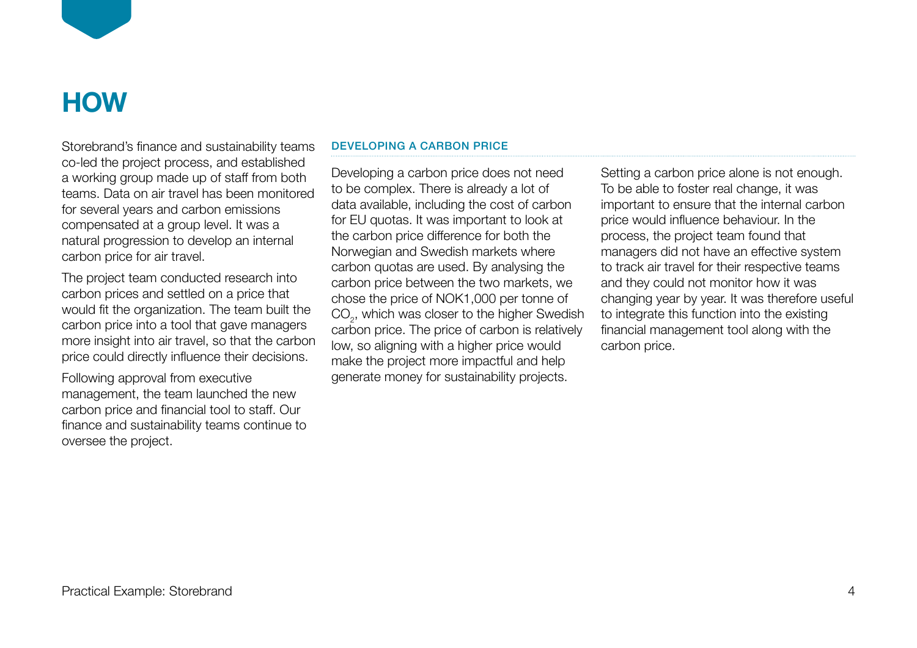# HOW

Storebrand's finance and sustainability teams co-led the project process, and established a working group made up of staff from both teams. Data on air travel has been monitored for several years and carbon emissions compensated at a group level. It was a natural progression to develop an internal carbon price for air travel.

The project team conducted research into carbon prices and settled on a price that would fit the organization. The team built the carbon price into a tool that gave managers more insight into air travel, so that the carbon price could directly influence their decisions.

Following approval from executive management, the team launched the new carbon price and financial tool to staff. Our finance and sustainability teams continue to oversee the project.

## DEVELOPING A CARBON PRICE

Developing a carbon price does not need to be complex. There is already a lot of data available, including the cost of carbon for EU quotas. It was important to look at the carbon price difference for both the Norwegian and Swedish markets where carbon quotas are used. By analysing the carbon price between the two markets, we chose the price of NOK1,000 per tonne of $CO_2$, which was closer to the higher Swedish carbon price. The price of carbon is relatively low, so aligning with a higher price would make the project more impactful and help generate money for sustainability projects.

Setting a carbon price alone is not enough. To be able to foster real change, it was important to ensure that the internal carbon price would influence behaviour. In the process, the project team found that managers did not have an effective system to track air travel for their respective teams and they could not monitor how it was changing year by year. It was therefore useful to integrate this function into the existing financial management tool along with the carbon price.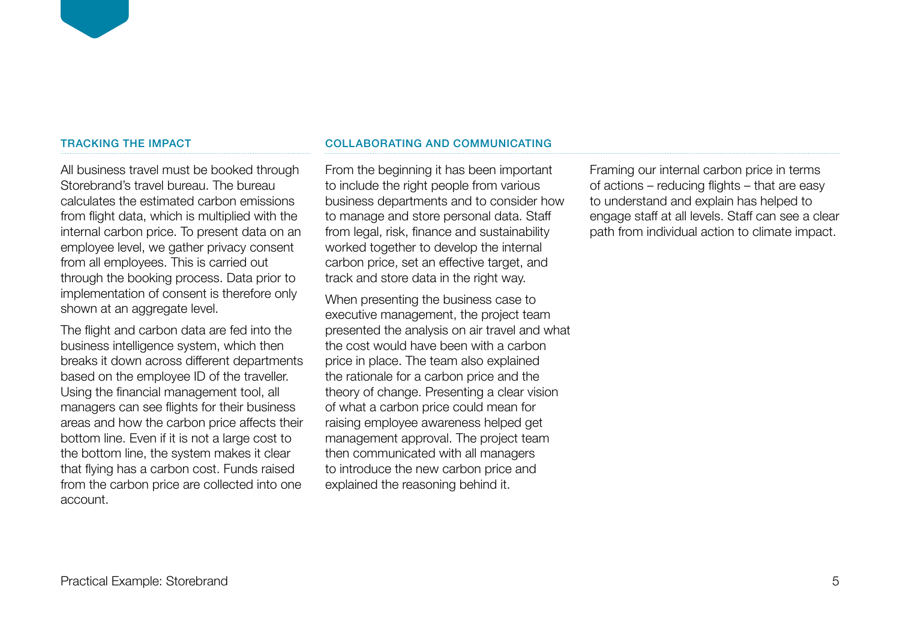## TRACKING THE IMPACT

All business travel must be booked through Storebrand's travel bureau. The bureau calculates the estimated carbon emissions from flight data, which is multiplied with the internal carbon price. To present data on an employee level, we gather privacy consent from all employees. This is carried out through the booking process. Data prior to implementation of consent is therefore only shown at an aggregate level.

The flight and carbon data are fed into the business intelligence system, which then breaks it down across different departments based on the employee ID of the traveller. Using the financial management tool, all managers can see flights for their business areas and how the carbon price affects their bottom line. Even if it is not a large cost to the bottom line, the system makes it clear that flying has a carbon cost. Funds raised from the carbon price are collected into one account.

## COLLABORATING AND COMMUNICATING

From the beginning it has been important to include the right people from various business departments and to consider how to manage and store personal data. Staff from legal, risk, finance and sustainability worked together to develop the internal carbon price, set an effective target, and track and store data in the right way.

When presenting the business case to executive management, the project team presented the analysis on air travel and what the cost would have been with a carbon price in place. The team also explained the rationale for a carbon price and the theory of change. Presenting a clear vision of what a carbon price could mean for raising employee awareness helped get management approval. The project team then communicated with all managers to introduce the new carbon price and explained the reasoning behind it.

Framing our internal carbon price in terms of actions – reducing flights – that are easy to understand and explain has helped to engage staff at all levels. Staff can see a clear path from individual action to climate impact.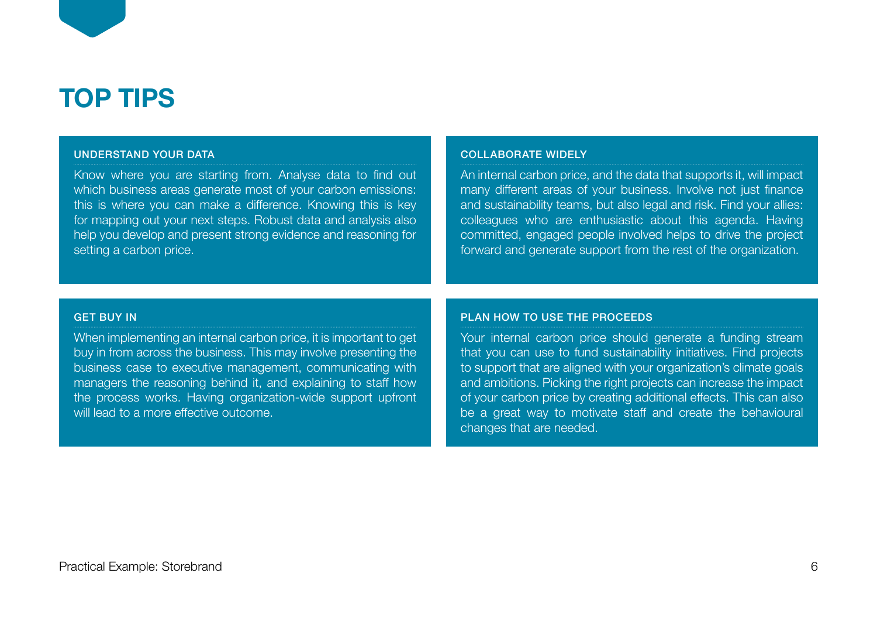# TOP TIPS

### UNDERSTAND YOUR DATA

Know where you are starting from. Analyse data to find out which business areas generate most of your carbon emissions: this is where you can make a difference. Knowing this is key for mapping out your next steps. Robust data and analysis also help you develop and present strong evidence and reasoning for setting a carbon price.

### COLLABORATE WIDELY

An internal carbon price, and the data that supports it, will impact many different areas of your business. Involve not just finance and sustainability teams, but also legal and risk. Find your allies: colleagues who are enthusiastic about this agenda. Having committed, engaged people involved helps to drive the project forward and generate support from the rest of the organization.

### GET BUY IN

When implementing an internal carbon price, it is important to get buy in from across the business. This may involve presenting the business case to executive management, communicating with managers the reasoning behind it, and explaining to staff how the process works. Having organization-wide support upfront will lead to a more effective outcome.

### PLAN HOW TO USE THE PROCEEDS

Your internal carbon price should generate a funding stream that you can use to fund sustainability initiatives. Find projects to support that are aligned with your organization's climate goals and ambitions. Picking the right projects can increase the impact of your carbon price by creating additional effects. This can also be a great way to motivate staff and create the behavioural changes that are needed.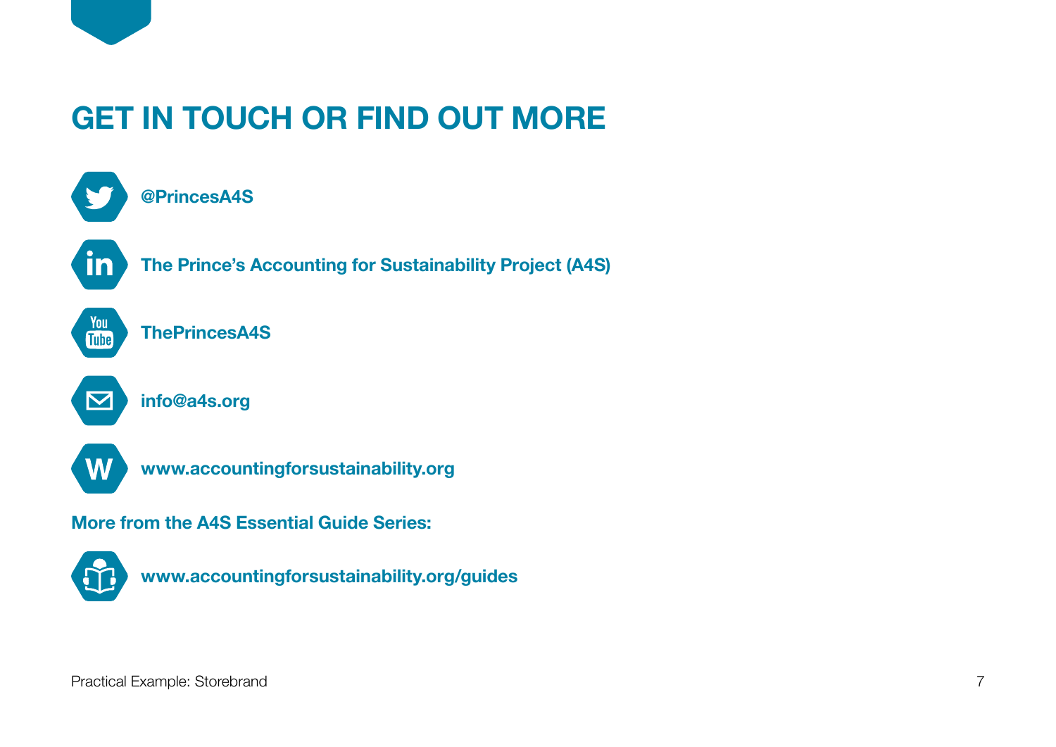# GET IN TOUCH OR FIND OUT MORE

**@PrincesA4S**

**The Prince's Accounting for Sustainability Project (A4S)**

**ThePrincesA4S**

**info@a4s.org**

**www.accountingforsustainability.org**

**More from the A4S Essential Guide Series:**

**www.accountingforsustainability.org/guides**